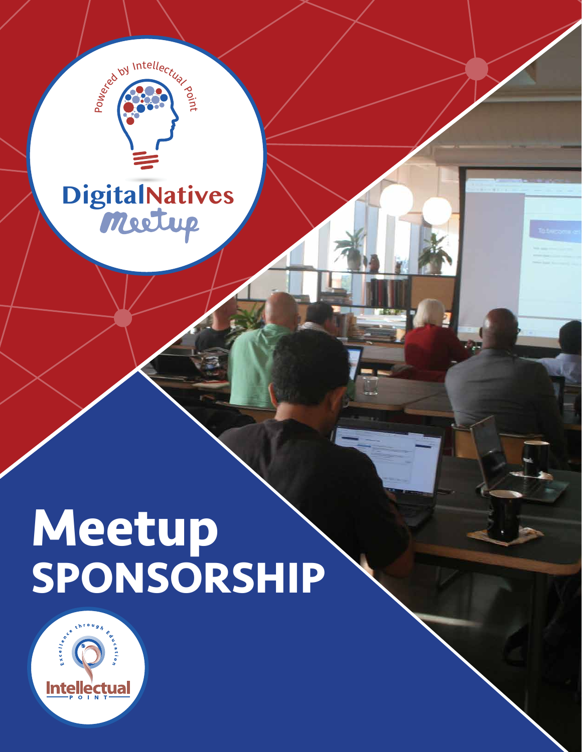Powered by Intellectual Point

DigitalNatives Meetup

# Meetup SPONSORSHIP

Excellence through Education

Intellectual POINT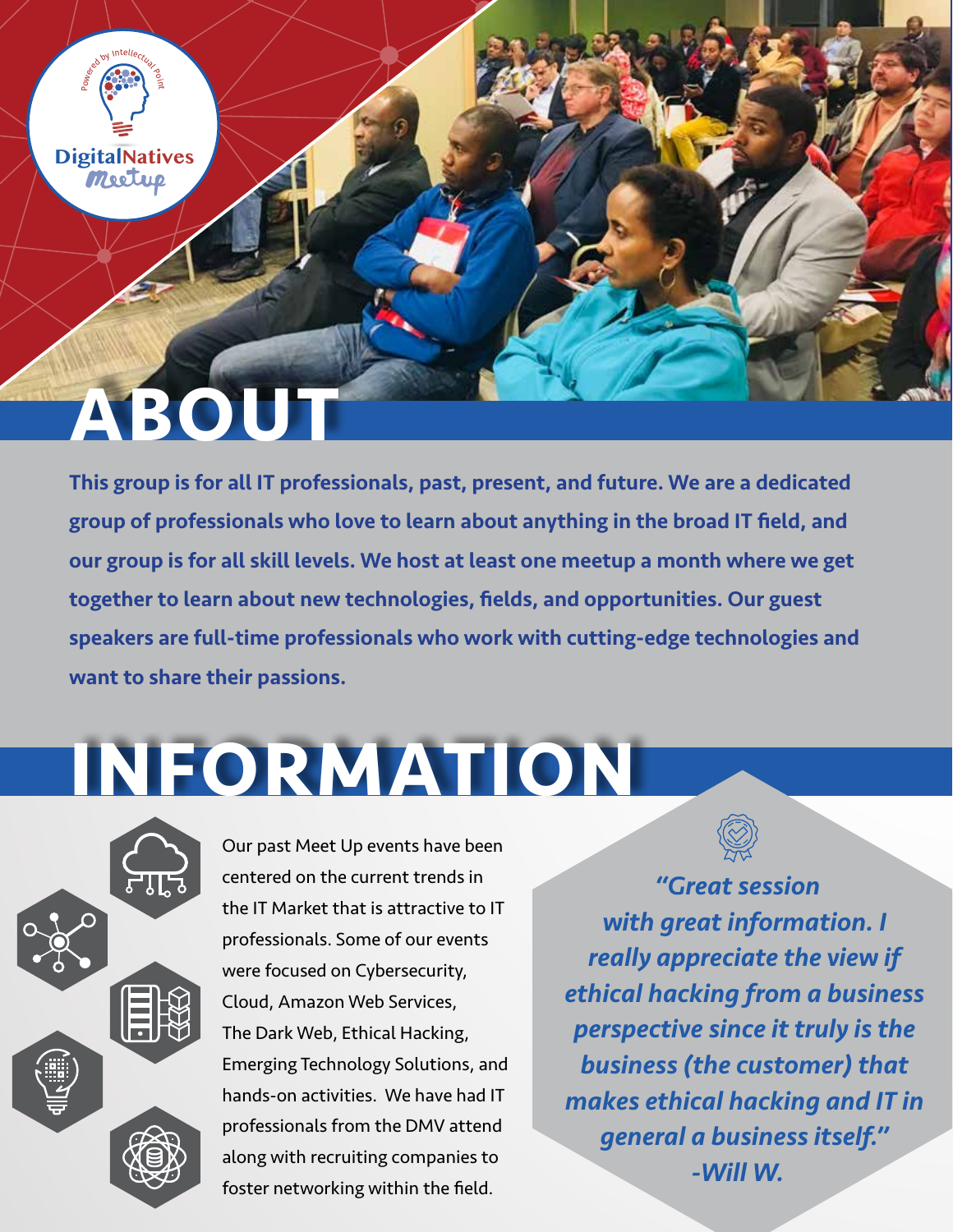# ABOUT

**This group is for all IT professionals, past, present, and future. We are a dedicated group of professionals who love to learn about anything in the broad IT field, and our group is for all skill levels. We host at least one meetup a month where we get together to learn about new technologies, fields, and opportunities. Our guest speakers are full-time professionals who work with cutting-edge technologies and want to share their passions.**

# INFORMATION

Our past Meet Up events have been centered on the current trends in the IT Market that is attractive to IT professionals. Some of our events were focused on Cybersecurity, Cloud, Amazon Web Services, The Dark Web, Ethical Hacking, Emerging Technology Solutions, and hands-on activities. We have had IT professionals from the DMV attend along with recruiting companies to foster networking within the field.

***"Great session with great information. I really appreciate the view if ethical hacking from a business perspective since it truly is the business (the customer) that makes ethical hacking and IT in general a business itself." -Will W.***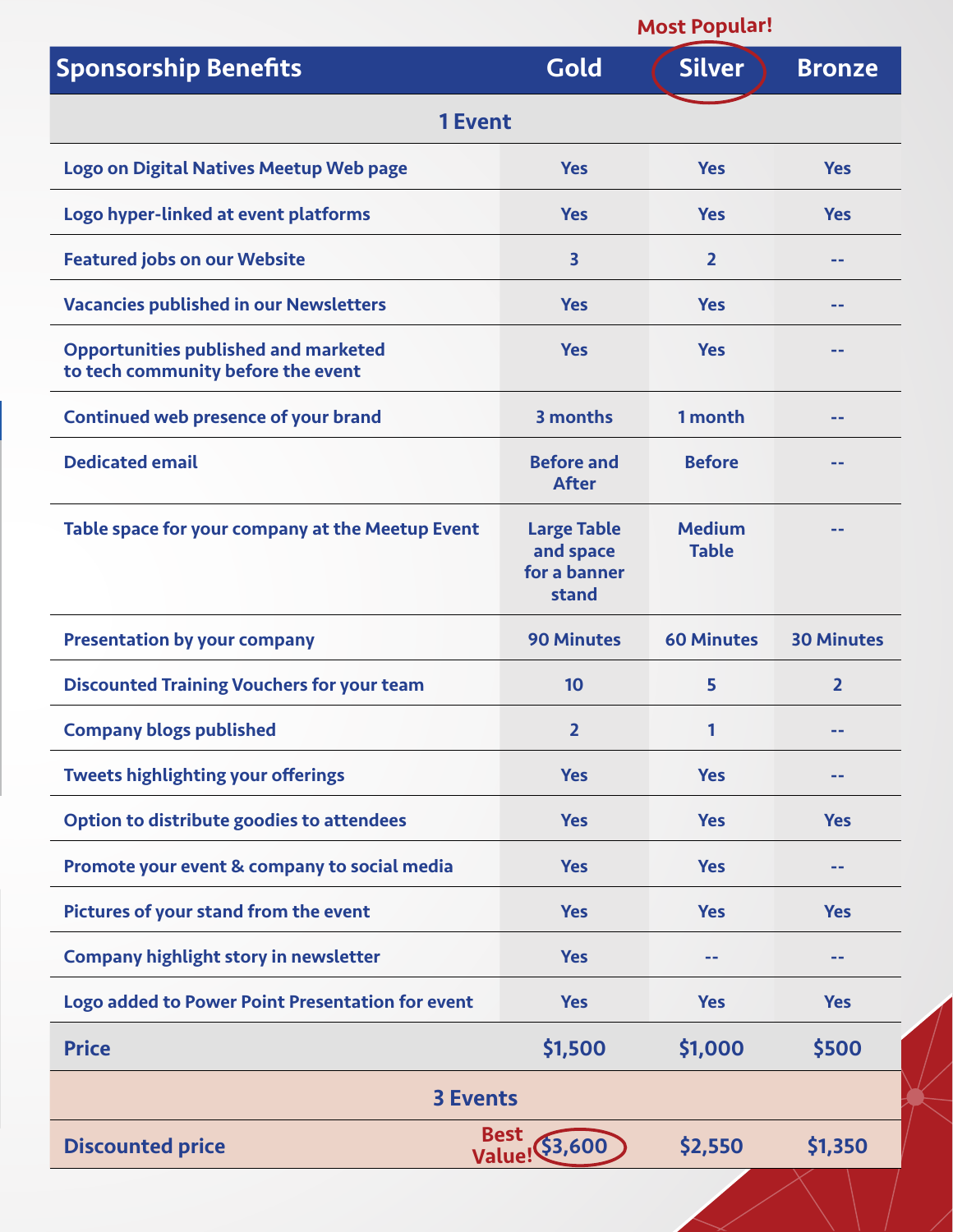| Sponsorship Benefits | Gold | Silver (Most Popular!) | Bronze |
|---|---|---|---|
| **1 Event** | | | |
| Logo on Digital Natives Meetup Web page | Yes | Yes | Yes |
| Logo hyper-linked at event platforms | Yes | Yes | Yes |
| Featured jobs on our Website | 3 | 2 | -- |
| Vacancies published in our Newsletters | Yes | Yes | -- |
| Opportunities published and marketed to tech community before the event | Yes | Yes | -- |
| Continued web presence of your brand | 3 months | 1 month | -- |
| Dedicated email | Before and After | Before | -- |
| Table space for your company at the Meetup Event | Large Table and space for a banner stand | Medium Table | -- |
| Presentation by your company | 90 Minutes | 60 Minutes | 30 Minutes |
| Discounted Training Vouchers for your team | 10 | 5 | 2 |
| Company blogs published | 2 | 1 | -- |
| Tweets highlighting your offerings | Yes | Yes | -- |
| Option to distribute goodies to attendees | Yes | Yes | Yes |
| Promote your event & company to social media | Yes | Yes | -- |
| Pictures of your stand from the event | Yes | Yes | Yes |
| Company highlight story in newsletter | Yes | -- | -- |
| Logo added to Power Point Presentation for event | Yes | Yes | Yes |
| **Price** | **$1,500** | **$1,000** | **$500** |
| **3 Events** | | | |
| **Discounted price** | **Best Value! $3,600** | **$2,550** | **$1,350** |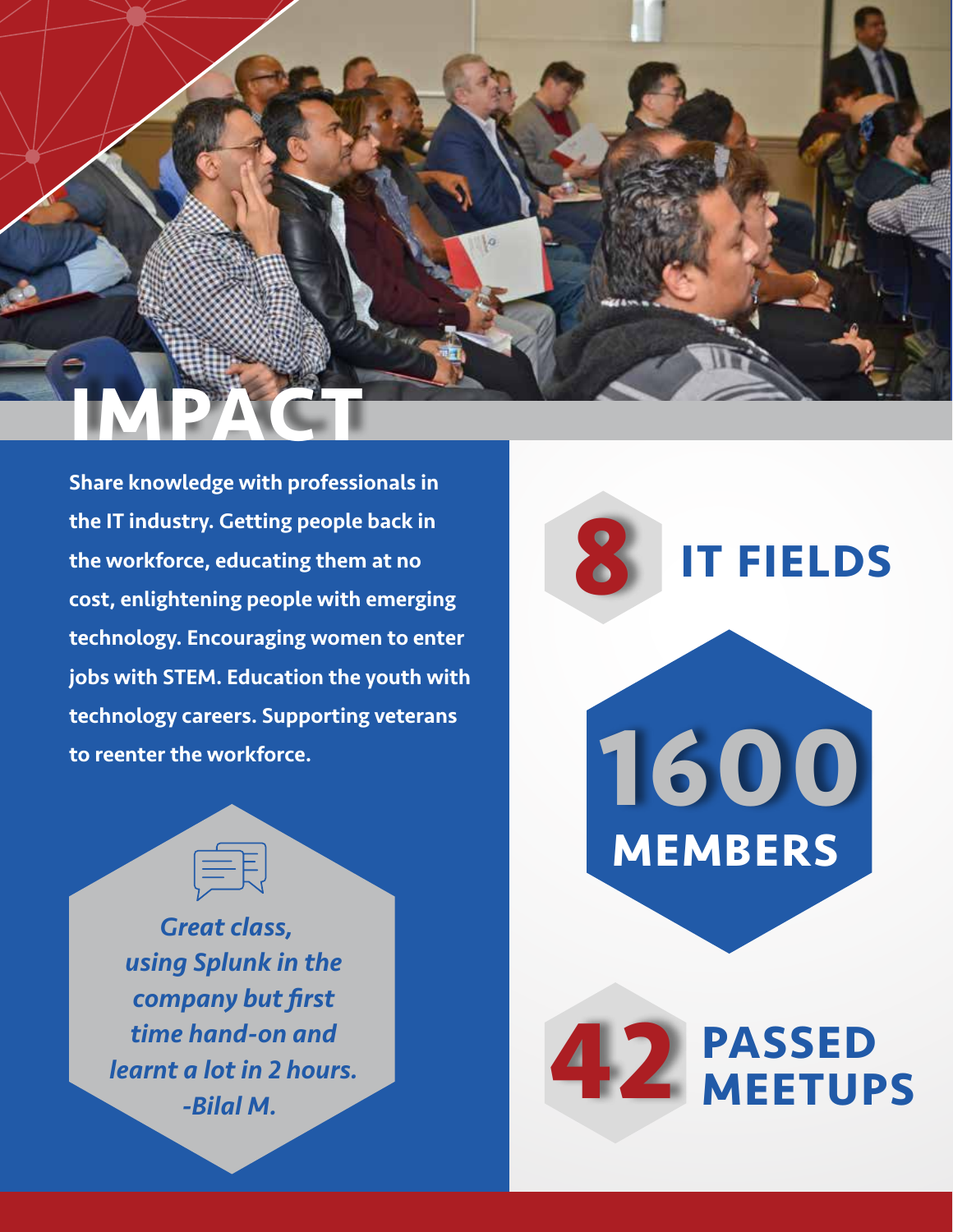# IMPACT

**Share knowledge with professionals in the IT industry. Getting people back in the workforce, educating them at no cost, enlightening people with emerging technology. Encouraging women to enter jobs with STEM. Education the youth with technology careers. Supporting veterans to reenter the workforce.**

***Great class, using Splunk in the company but first time hand-on and learnt a lot in 2 hours. -Bilal M.***

**8 IT FIELDS**

**1600 MEMBERS**

**42 PASSED MEETUPS**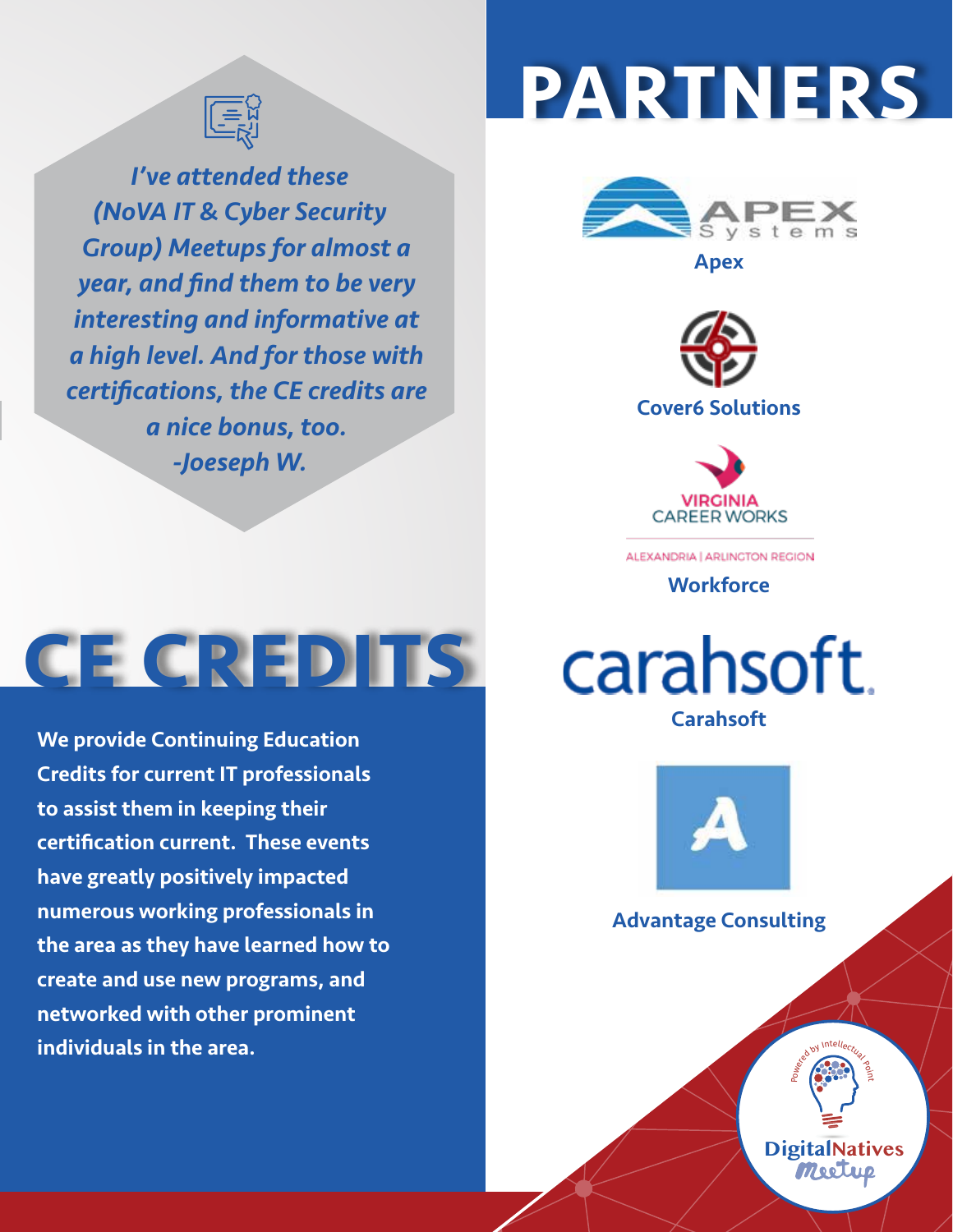*I've attended these (NoVA IT & Cyber Security Group) Meetups for almost a year, and find them to be very interesting and informative at a high level. And for those with certifications, the CE credits are a nice bonus, too.*
*-Joeseph W.*

# CE CREDITS

**We provide Continuing Education Credits for current IT professionals to assist them in keeping their certification current. These events have greatly positively impacted numerous working professionals in the area as they have learned how to create and use new programs, and networked with other prominent individuals in the area.**

# PARTNERS

APEX Systems

**Apex**

**Cover6 Solutions**

VIRGINIA CAREER WORKS

ALEXANDRIA | ARLINGTON REGION

**Workforce**

carahsoft.

**Carahsoft**

**Advantage Consulting**

Powered by Intellectual Point

DigitalNatives Meetup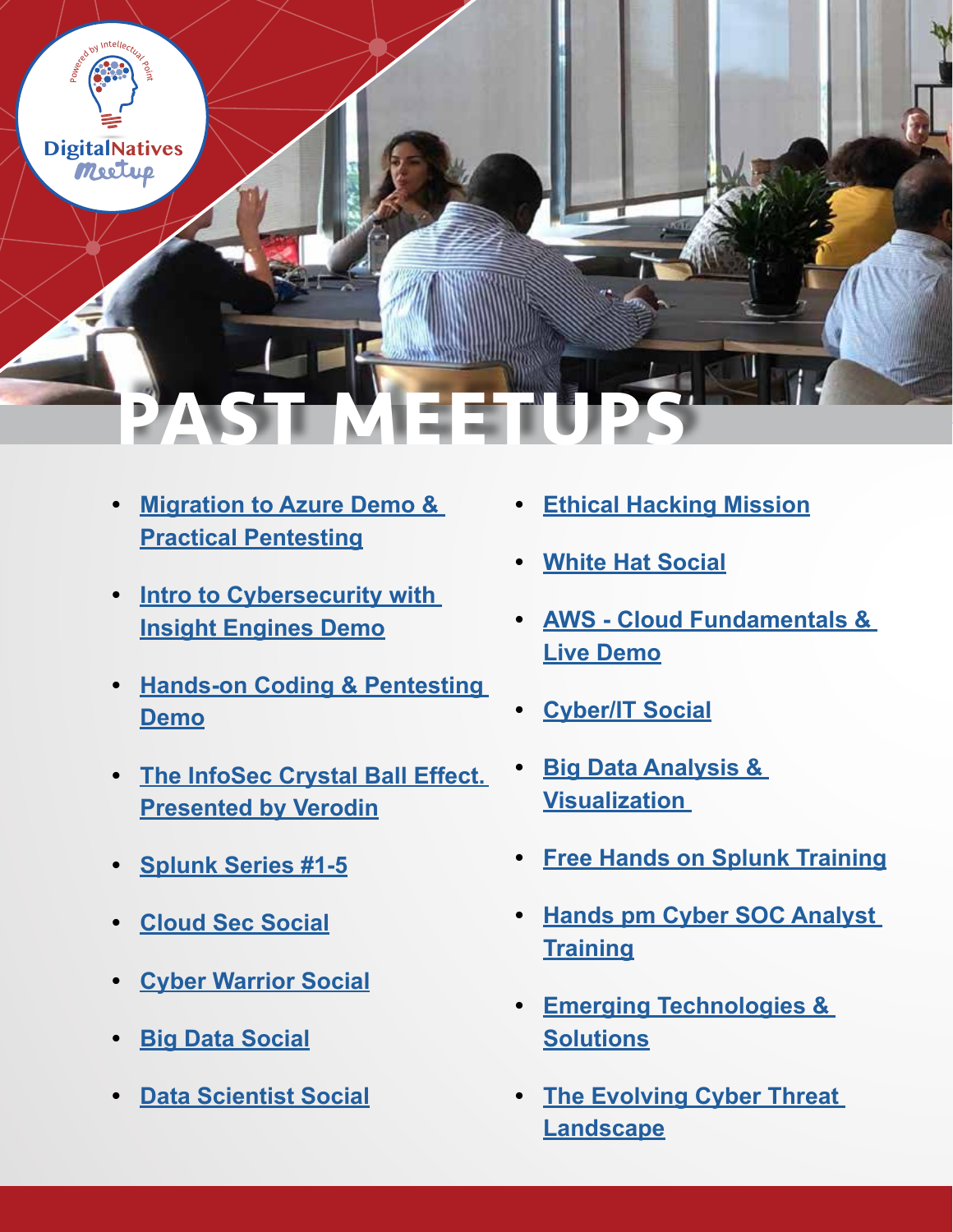DigitalNatives Meetup

Powered by Intellectual Point

# PAST MEETUPS

- Migration to Azure Demo & Practical Pentesting
- Intro to Cybersecurity with Insight Engines Demo
- Hands-on Coding & Pentesting Demo
- The InfoSec Crystal Ball Effect. Presented by Verodin
- Splunk Series #1-5
- Cloud Sec Social
- Cyber Warrior Social
- Big Data Social
- Data Scientist Social
- Ethical Hacking Mission
- White Hat Social
- AWS - Cloud Fundamentals & Live Demo
- Cyber/IT Social
- Big Data Analysis & Visualization
- Free Hands on Splunk Training
- Hands pm Cyber SOC Analyst Training
- Emerging Technologies & Solutions
- The Evolving Cyber Threat Landscape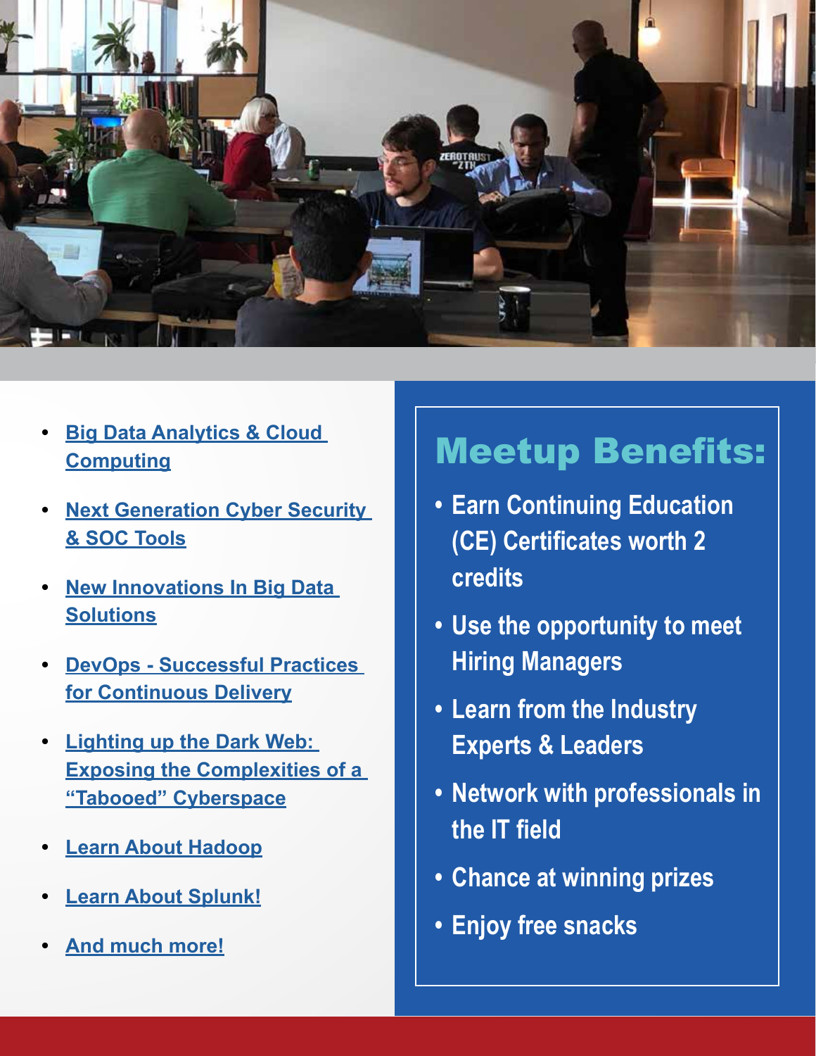- Big Data Analytics & Cloud Computing
- Next Generation Cyber Security & SOC Tools
- New Innovations In Big Data Solutions
- DevOps - Successful Practices for Continuous Delivery
- Lighting up the Dark Web: Exposing the Complexities of a "Tabooed" Cyberspace
- Learn About Hadoop
- Learn About Splunk!
- And much more!

## Meetup Benefits:

- Earn Continuing Education (CE) Certificates worth 2 credits
- Use the opportunity to meet Hiring Managers
- Learn from the Industry Experts & Leaders
- Network with professionals in the IT field
- Chance at winning prizes
- Enjoy free snacks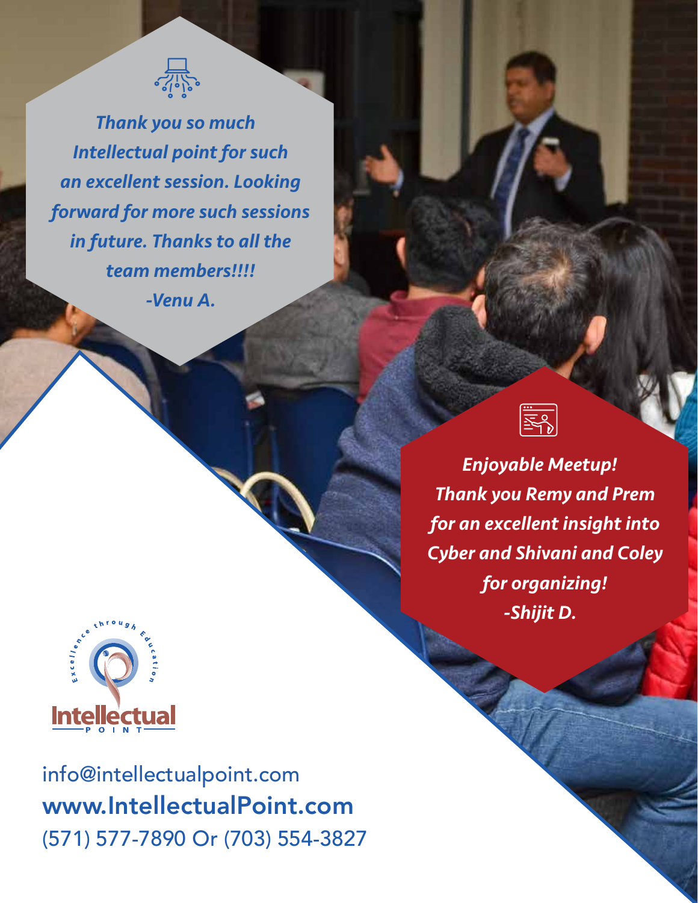*Thank you so much Intellectual point for such an excellent session. Looking forward for more such sessions in future. Thanks to all the team members!!!!*
*-Venu A.*

*Enjoyable Meetup! Thank you Remy and Prem for an excellent insight into Cyber and Shivani and Coley for organizing!*
*-Shijit D.*

Excellence through Education

Intellectual POINT

info@intellectualpoint.com
**www.IntellectualPoint.com**
(571) 577-7890 Or (703) 554-3827